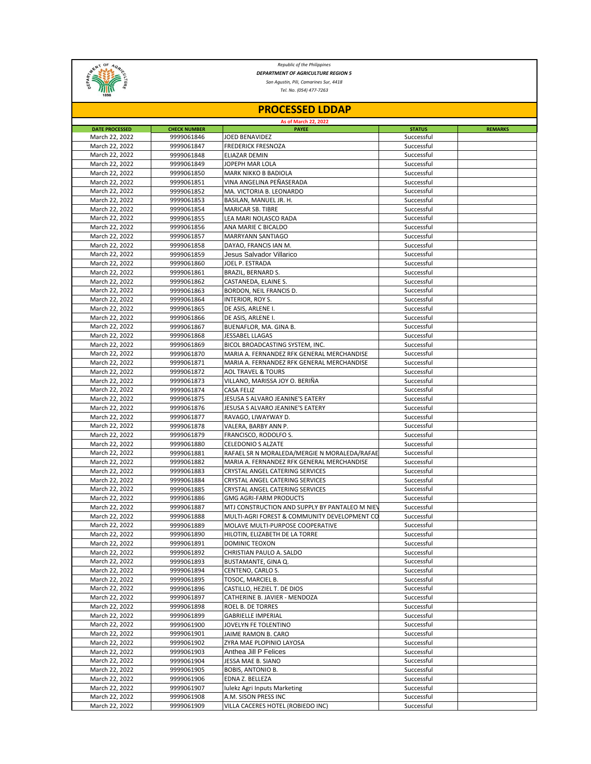*Republic of the Philippines*

***DEPARTMENT OF AGRICULTURE REGION 5***

*San Agustin, Pili, Camarines Sur, 4418*

*Tel. No. (054) 477-7263*

# PROCESSED LDDAP

**As of March 22, 2022**

| DATE PROCESSED | CHECK NUMBER | PAYEE | STATUS | REMARKS |
|---|---|---|---|---|
| March 22, 2022 | 9999061846 | JOED BENAVIDEZ | Successful | |
| March 22, 2022 | 9999061847 | FREDERICK FRESNOZA | Successful | |
| March 22, 2022 | 9999061848 | ELIAZAR DEMIN | Successful | |
| March 22, 2022 | 9999061849 | JOPEPH MAR LOLA | Successful | |
| March 22, 2022 | 9999061850 | MARK NIKKO B BADIOLA | Successful | |
| March 22, 2022 | 9999061851 | VINA ANGELINA PEÑASERADA | Successful | |
| March 22, 2022 | 9999061852 | MA. VICTORIA B. LEONARDO | Successful | |
| March 22, 2022 | 9999061853 | BASILAN, MANUEL JR. H. | Successful | |
| March 22, 2022 | 9999061854 | MARICAR SB. TIBRE | Successful | |
| March 22, 2022 | 9999061855 | LEA MARI NOLASCO RADA | Successful | |
| March 22, 2022 | 9999061856 | ANA MARIE C BICALDO | Successful | |
| March 22, 2022 | 9999061857 | MARRYANN SANTIAGO | Successful | |
| March 22, 2022 | 9999061858 | DAYAO, FRANCIS IAN M. | Successful | |
| March 22, 2022 | 9999061859 | Jesus Salvador Villarico | Successful | |
| March 22, 2022 | 9999061860 | JOEL P. ESTRADA | Successful | |
| March 22, 2022 | 9999061861 | BRAZIL, BERNARD S. | Successful | |
| March 22, 2022 | 9999061862 | CASTANEDA, ELAINE S. | Successful | |
| March 22, 2022 | 9999061863 | BORDON, NEIL FRANCIS D. | Successful | |
| March 22, 2022 | 9999061864 | INTERIOR, ROY S. | Successful | |
| March 22, 2022 | 9999061865 | DE ASIS, ARLENE I. | Successful | |
| March 22, 2022 | 9999061866 | DE ASIS, ARLENE I. | Successful | |
| March 22, 2022 | 9999061867 | BUENAFLOR, MA. GINA B. | Successful | |
| March 22, 2022 | 9999061868 | JESSABEL LLAGAS | Successful | |
| March 22, 2022 | 9999061869 | BICOL BROADCASTING SYSTEM, INC. | Successful | |
| March 22, 2022 | 9999061870 | MARIA A. FERNANDEZ RFK GENERAL MERCHANDISE | Successful | |
| March 22, 2022 | 9999061871 | MARIA A. FERNANDEZ RFK GENERAL MERCHANDISE | Successful | |
| March 22, 2022 | 9999061872 | AOL TRAVEL & TOURS | Successful | |
| March 22, 2022 | 9999061873 | VILLANO, MARISSA JOY O. BERIÑA | Successful | |
| March 22, 2022 | 9999061874 | CASA FELIZ | Successful | |
| March 22, 2022 | 9999061875 | JESUSA S ALVARO JEANINE'S EATERY | Successful | |
| March 22, 2022 | 9999061876 | JESUSA S ALVARO JEANINE'S EATERY | Successful | |
| March 22, 2022 | 9999061877 | RAVAGO, LIWAYWAY D. | Successful | |
| March 22, 2022 | 9999061878 | VALERA, BARBY ANN P. | Successful | |
| March 22, 2022 | 9999061879 | FRANCISCO, RODOLFO S. | Successful | |
| March 22, 2022 | 9999061880 | CELEDONIO S ALZATE | Successful | |
| March 22, 2022 | 9999061881 | RAFAEL SR N MORALEDA/MERGIE N MORALEDA/RAFAE | Successful | |
| March 22, 2022 | 9999061882 | MARIA A. FERNANDEZ RFK GENERAL MERCHANDISE | Successful | |
| March 22, 2022 | 9999061883 | CRYSTAL ANGEL CATERING SERVICES | Successful | |
| March 22, 2022 | 9999061884 | CRYSTAL ANGEL CATERING SERVICES | Successful | |
| March 22, 2022 | 9999061885 | CRYSTAL ANGEL CATERING SERVICES | Successful | |
| March 22, 2022 | 9999061886 | GMG AGRI-FARM PRODUCTS | Successful | |
| March 22, 2022 | 9999061887 | MTJ CONSTRUCTION AND SUPPLY BY PANTALEO M NIEV | Successful | |
| March 22, 2022 | 9999061888 | MULTI-AGRI FOREST & COMMUNITY DEVELOPMENT CO | Successful | |
| March 22, 2022 | 9999061889 | MOLAVE MULTI-PURPOSE COOPERATIVE | Successful | |
| March 22, 2022 | 9999061890 | HILOTIN, ELIZABETH DE LA TORRE | Successful | |
| March 22, 2022 | 9999061891 | DOMINIC TEOXON | Successful | |
| March 22, 2022 | 9999061892 | CHRISTIAN PAULO A. SALDO | Successful | |
| March 22, 2022 | 9999061893 | BUSTAMANTE, GINA Q. | Successful | |
| March 22, 2022 | 9999061894 | CENTENO, CARLO S. | Successful | |
| March 22, 2022 | 9999061895 | TOSOC, MARCIEL B. | Successful | |
| March 22, 2022 | 9999061896 | CASTILLO, HEZIEL T. DE DIOS | Successful | |
| March 22, 2022 | 9999061897 | CATHERINE B. JAVIER - MENDOZA | Successful | |
| March 22, 2022 | 9999061898 | ROEL B. DE TORRES | Successful | |
| March 22, 2022 | 9999061899 | GABRIELLE IMPERIAL | Successful | |
| March 22, 2022 | 9999061900 | JOVELYN FE TOLENTINO | Successful | |
| March 22, 2022 | 9999061901 | JAIME RAMON B. CARO | Successful | |
| March 22, 2022 | 9999061902 | ZYRA MAE PLOPINIO LAYOSA | Successful | |
| March 22, 2022 | 9999061903 | Anthea Jill P Felices | Successful | |
| March 22, 2022 | 9999061904 | JESSA MAE B. SIANO | Successful | |
| March 22, 2022 | 9999061905 | BOBIS, ANTONIO B. | Successful | |
| March 22, 2022 | 9999061906 | EDNA Z. BELLEZA | Successful | |
| March 22, 2022 | 9999061907 | Iulekz Agri Inputs Marketing | Successful | |
| March 22, 2022 | 9999061908 | A.M. SISON PRESS INC | Successful | |
| March 22, 2022 | 9999061909 | VILLA CACERES HOTEL (ROBIEDO INC) | Successful | |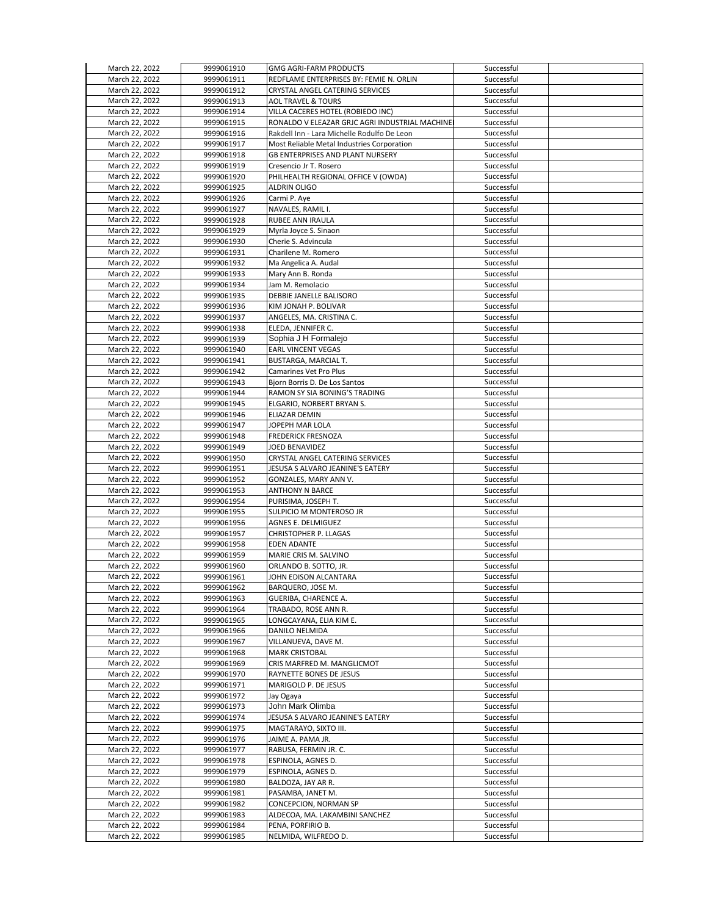| | | | | |
|---|---|---|---|---|
| March 22, 2022 | 9999061910 | GMG AGRI-FARM PRODUCTS | Successful | |
| March 22, 2022 | 9999061911 | REDFLAME ENTERPRISES BY: FEMIE N. ORLIN | Successful | |
| March 22, 2022 | 9999061912 | CRYSTAL ANGEL CATERING SERVICES | Successful | |
| March 22, 2022 | 9999061913 | AOL TRAVEL & TOURS | Successful | |
| March 22, 2022 | 9999061914 | VILLA CACERES HOTEL (ROBIEDO INC) | Successful | |
| March 22, 2022 | 9999061915 | RONALDO V ELEAZAR GRJC AGRI INDUSTRIAL MACHINE | Successful | |
| March 22, 2022 | 9999061916 | Rakdell Inn - Lara Michelle Rodulfo De Leon | Successful | |
| March 22, 2022 | 9999061917 | Most Reliable Metal Industries Corporation | Successful | |
| March 22, 2022 | 9999061918 | GB ENTERPRISES AND PLANT NURSERY | Successful | |
| March 22, 2022 | 9999061919 | Cresencio Jr T. Rosero | Successful | |
| March 22, 2022 | 9999061920 | PHILHEALTH REGIONAL OFFICE V (OWDA) | Successful | |
| March 22, 2022 | 9999061925 | ALDRIN OLIGO | Successful | |
| March 22, 2022 | 9999061926 | Carmi P. Aye | Successful | |
| March 22, 2022 | 9999061927 | NAVALES, RAMIL I. | Successful | |
| March 22, 2022 | 9999061928 | RUBEE ANN IRAULA | Successful | |
| March 22, 2022 | 9999061929 | Myrla Joyce S. Sinaon | Successful | |
| March 22, 2022 | 9999061930 | Cherie S. Advincula | Successful | |
| March 22, 2022 | 9999061931 | Charilene M. Romero | Successful | |
| March 22, 2022 | 9999061932 | Ma Angelica A. Audal | Successful | |
| March 22, 2022 | 9999061933 | Mary Ann B. Ronda | Successful | |
| March 22, 2022 | 9999061934 | Jam M. Remolacio | Successful | |
| March 22, 2022 | 9999061935 | DEBBIE JANELLE BALISORO | Successful | |
| March 22, 2022 | 9999061936 | KIM JONAH P. BOLIVAR | Successful | |
| March 22, 2022 | 9999061937 | ANGELES, MA. CRISTINA C. | Successful | |
| March 22, 2022 | 9999061938 | ELEDA, JENNIFER C. | Successful | |
| March 22, 2022 | 9999061939 | Sophia J H Formalejo | Successful | |
| March 22, 2022 | 9999061940 | EARL VINCENT VEGAS | Successful | |
| March 22, 2022 | 9999061941 | BUSTARGA, MARCIAL T. | Successful | |
| March 22, 2022 | 9999061942 | Camarines Vet Pro Plus | Successful | |
| March 22, 2022 | 9999061943 | Bjorn Borris D. De Los Santos | Successful | |
| March 22, 2022 | 9999061944 | RAMON SY SIA BONING'S TRADING | Successful | |
| March 22, 2022 | 9999061945 | ELGARIO, NORBERT BRYAN S. | Successful | |
| March 22, 2022 | 9999061946 | ELIAZAR DEMIN | Successful | |
| March 22, 2022 | 9999061947 | JOPEPH MAR LOLA | Successful | |
| March 22, 2022 | 9999061948 | FREDERICK FRESNOZA | Successful | |
| March 22, 2022 | 9999061949 | JOED BENAVIDEZ | Successful | |
| March 22, 2022 | 9999061950 | CRYSTAL ANGEL CATERING SERVICES | Successful | |
| March 22, 2022 | 9999061951 | JESUSA S ALVARO JEANINE'S EATERY | Successful | |
| March 22, 2022 | 9999061952 | GONZALES, MARY ANN V. | Successful | |
| March 22, 2022 | 9999061953 | ANTHONY N BARCE | Successful | |
| March 22, 2022 | 9999061954 | PURISIMA, JOSEPH T. | Successful | |
| March 22, 2022 | 9999061955 | SULPICIO M MONTEROSO JR | Successful | |
| March 22, 2022 | 9999061956 | AGNES E. DELMIGUEZ | Successful | |
| March 22, 2022 | 9999061957 | CHRISTOPHER P. LLAGAS | Successful | |
| March 22, 2022 | 9999061958 | EDEN ADANTE | Successful | |
| March 22, 2022 | 9999061959 | MARIE CRIS M. SALVINO | Successful | |
| March 22, 2022 | 9999061960 | ORLANDO B. SOTTO, JR. | Successful | |
| March 22, 2022 | 9999061961 | JOHN EDISON ALCANTARA | Successful | |
| March 22, 2022 | 9999061962 | BARQUERO, JOSE M. | Successful | |
| March 22, 2022 | 9999061963 | GUERIBA, CHARENCE A. | Successful | |
| March 22, 2022 | 9999061964 | TRABADO, ROSE ANN R. | Successful | |
| March 22, 2022 | 9999061965 | LONGCAYANA, ELIA KIM E. | Successful | |
| March 22, 2022 | 9999061966 | DANILO NELMIDA | Successful | |
| March 22, 2022 | 9999061967 | VILLANUEVA, DAVE M. | Successful | |
| March 22, 2022 | 9999061968 | MARK CRISTOBAL | Successful | |
| March 22, 2022 | 9999061969 | CRIS MARFRED M. MANGLICMOT | Successful | |
| March 22, 2022 | 9999061970 | RAYNETTE BONES DE JESUS | Successful | |
| March 22, 2022 | 9999061971 | MARIGOLD P. DE JESUS | Successful | |
| March 22, 2022 | 9999061972 | Jay Ogaya | Successful | |
| March 22, 2022 | 9999061973 | John Mark Olimba | Successful | |
| March 22, 2022 | 9999061974 | JESUSA S ALVARO JEANINE'S EATERY | Successful | |
| March 22, 2022 | 9999061975 | MAGTARAYO, SIXTO III. | Successful | |
| March 22, 2022 | 9999061976 | JAIME A. PAMA JR. | Successful | |
| March 22, 2022 | 9999061977 | RABUSA, FERMIN JR. C. | Successful | |
| March 22, 2022 | 9999061978 | ESPINOLA, AGNES D. | Successful | |
| March 22, 2022 | 9999061979 | ESPINOLA, AGNES D. | Successful | |
| March 22, 2022 | 9999061980 | BALDOZA, JAY AR R. | Successful | |
| March 22, 2022 | 9999061981 | PASAMBA, JANET M. | Successful | |
| March 22, 2022 | 9999061982 | CONCEPCION, NORMAN SP | Successful | |
| March 22, 2022 | 9999061983 | ALDECOA, MA. LAKAMBINI SANCHEZ | Successful | |
| March 22, 2022 | 9999061984 | PENA, PORFIRIO B. | Successful | |
| March 22, 2022 | 9999061985 | NELMIDA, WILFREDO D. | Successful | |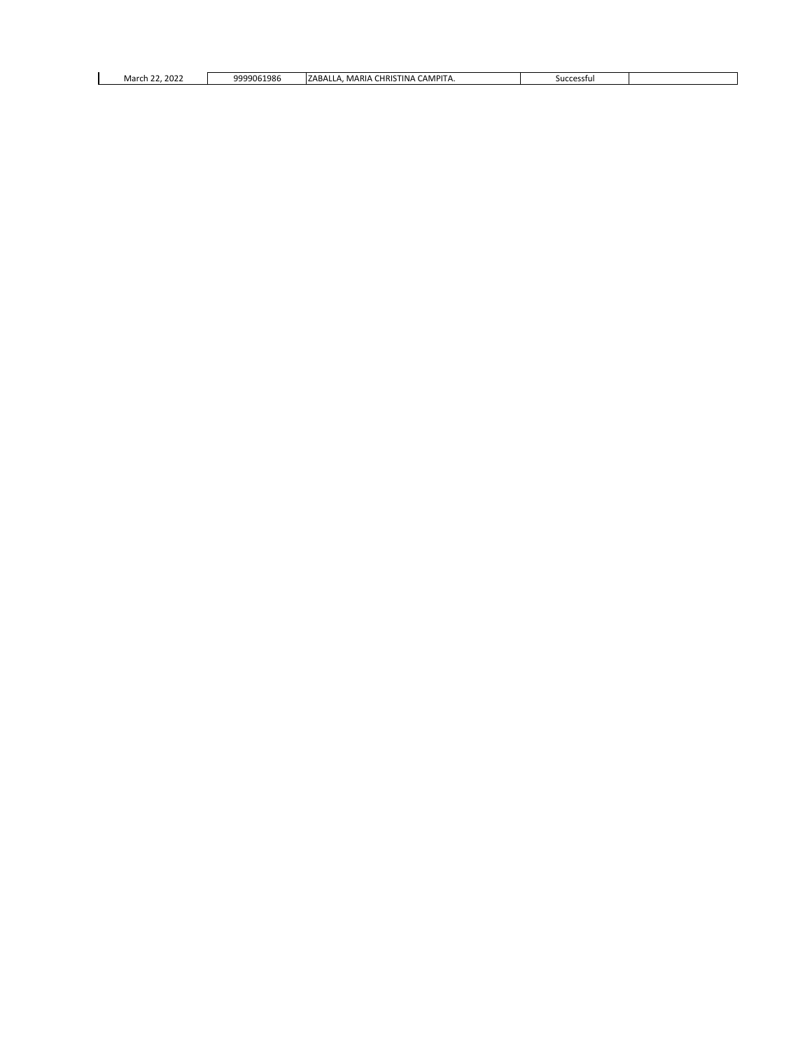| | | | | |
|---|---|---|---|---|
| March 22, 2022 | 9999061986 | ZABALLA, MARIA CHRISTINA CAMPITA. | Successful | |